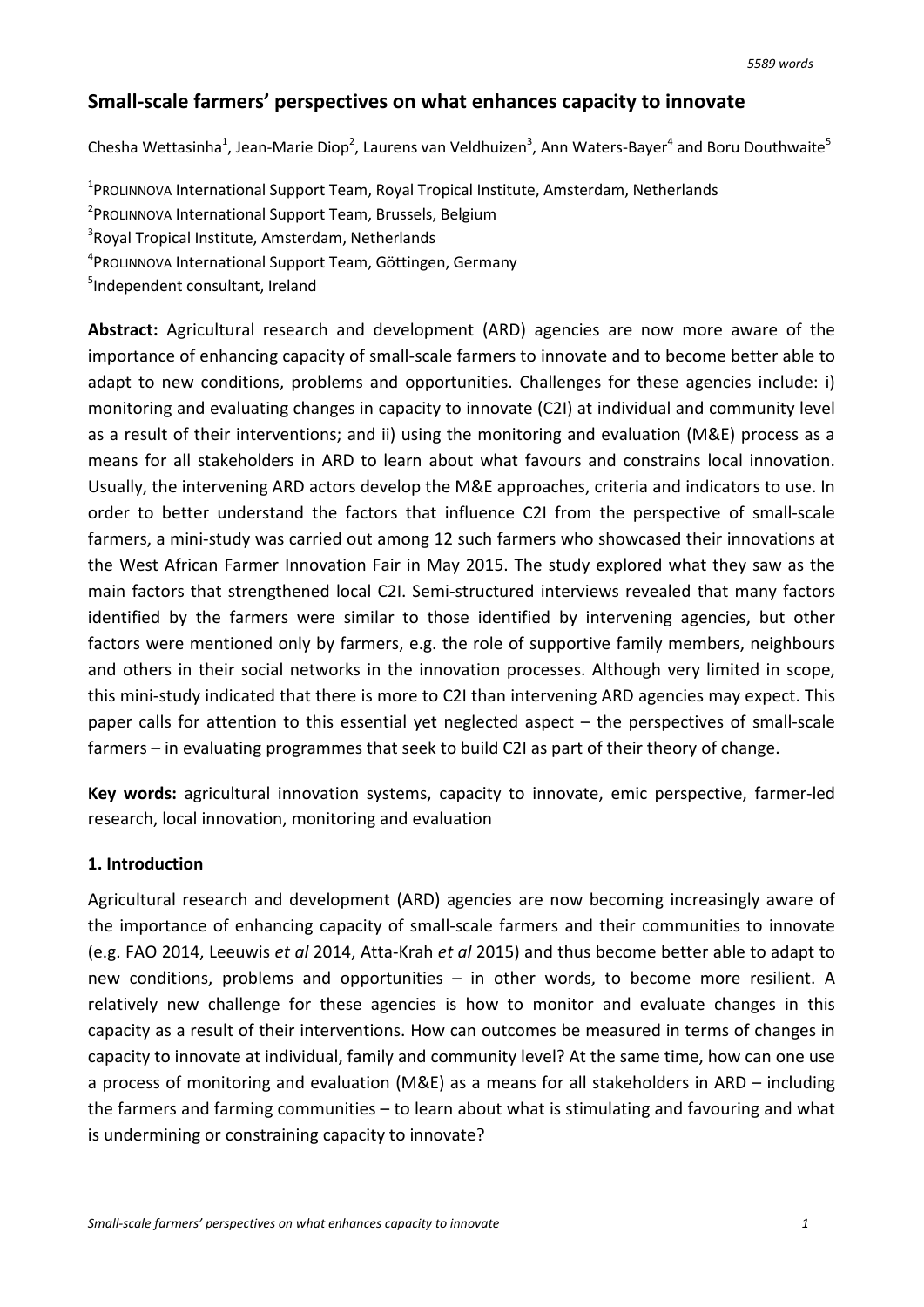5589 words

# Small-scale farmers' perspectives on what enhances capacity to innovate

Chesha Wettasinha[1], Jean-Marie Diop[2], Laurens van Veldhuizen[3], Ann Waters-Bayer[4] and Boru Douthwaite[5]

[1]PROLINNOVA International Support Team, Royal Tropical Institute, Amsterdam, Netherlands
[2]PROLINNOVA International Support Team, Brussels, Belgium
[3]Royal Tropical Institute, Amsterdam, Netherlands
[4]PROLINNOVA International Support Team, Göttingen, Germany
[5]Independent consultant, Ireland

**Abstract:** Agricultural research and development (ARD) agencies are now more aware of the importance of enhancing capacity of small-scale farmers to innovate and to become better able to adapt to new conditions, problems and opportunities. Challenges for these agencies include: i) monitoring and evaluating changes in capacity to innovate (C2I) at individual and community level as a result of their interventions; and ii) using the monitoring and evaluation (M&E) process as a means for all stakeholders in ARD to learn about what favours and constrains local innovation. Usually, the intervening ARD actors develop the M&E approaches, criteria and indicators to use. In order to better understand the factors that influence C2I from the perspective of small-scale farmers, a mini-study was carried out among 12 such farmers who showcased their innovations at the West African Farmer Innovation Fair in May 2015. The study explored what they saw as the main factors that strengthened local C2I. Semi-structured interviews revealed that many factors identified by the farmers were similar to those identified by intervening agencies, but other factors were mentioned only by farmers, e.g. the role of supportive family members, neighbours and others in their social networks in the innovation processes. Although very limited in scope, this mini-study indicated that there is more to C2I than intervening ARD agencies may expect. This paper calls for attention to this essential yet neglected aspect – the perspectives of small-scale farmers – in evaluating programmes that seek to build C2I as part of their theory of change.

**Key words:** agricultural innovation systems, capacity to innovate, emic perspective, farmer-led research, local innovation, monitoring and evaluation

## 1. Introduction

Agricultural research and development (ARD) agencies are now becoming increasingly aware of the importance of enhancing capacity of small-scale farmers and their communities to innovate (e.g. FAO 2014, Leeuwis *et al* 2014, Atta-Krah *et al* 2015) and thus become better able to adapt to new conditions, problems and opportunities – in other words, to become more resilient. A relatively new challenge for these agencies is how to monitor and evaluate changes in this capacity as a result of their interventions. How can outcomes be measured in terms of changes in capacity to innovate at individual, family and community level? At the same time, how can one use a process of monitoring and evaluation (M&E) as a means for all stakeholders in ARD – including the farmers and farming communities – to learn about what is stimulating and favouring and what is undermining or constraining capacity to innovate?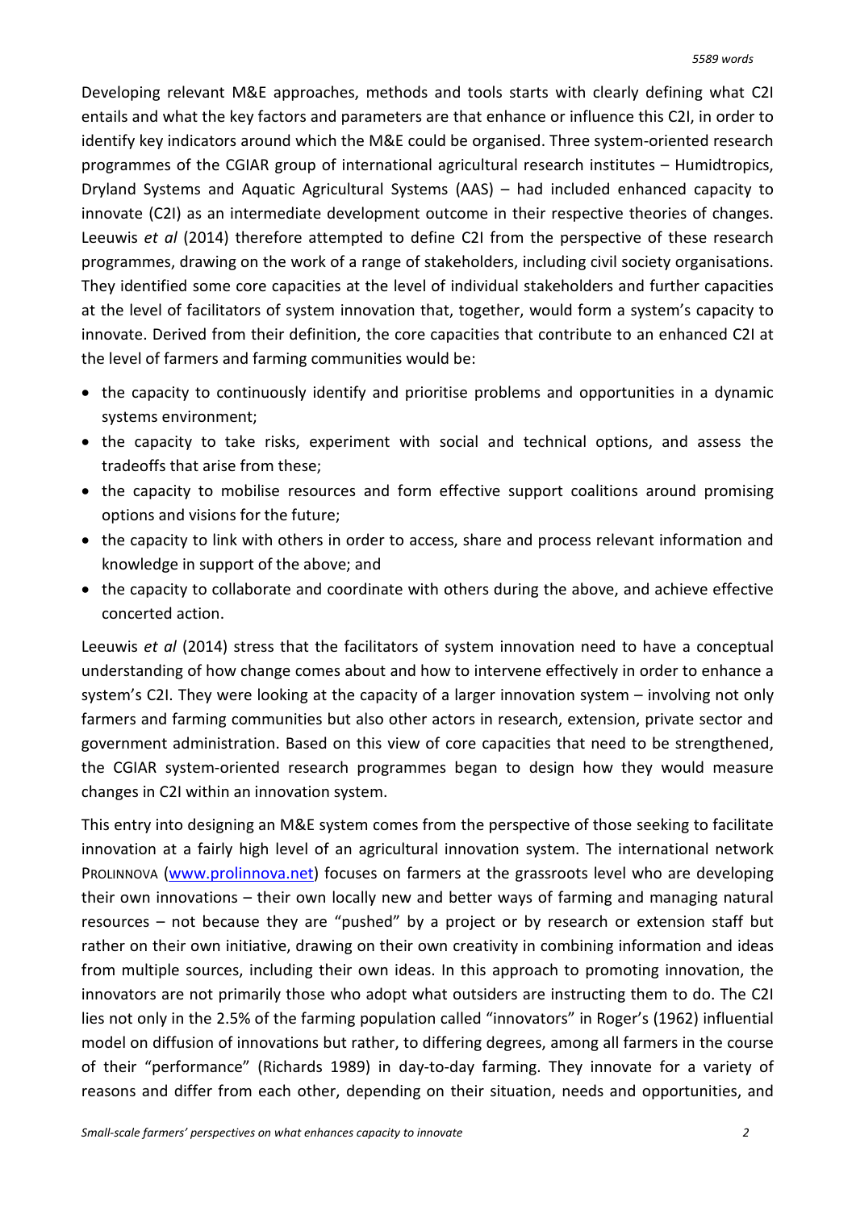Developing relevant M&E approaches, methods and tools starts with clearly defining what C2I entails and what the key factors and parameters are that enhance or influence this C2I, in order to identify key indicators around which the M&E could be organised. Three system-oriented research programmes of the CGIAR group of international agricultural research institutes – Humidtropics, Dryland Systems and Aquatic Agricultural Systems (AAS) – had included enhanced capacity to innovate (C2I) as an intermediate development outcome in their respective theories of changes. Leeuwis *et al* (2014) therefore attempted to define C2I from the perspective of these research programmes, drawing on the work of a range of stakeholders, including civil society organisations. They identified some core capacities at the level of individual stakeholders and further capacities at the level of facilitators of system innovation that, together, would form a system's capacity to innovate. Derived from their definition, the core capacities that contribute to an enhanced C2I at the level of farmers and farming communities would be:

- the capacity to continuously identify and prioritise problems and opportunities in a dynamic systems environment;
- the capacity to take risks, experiment with social and technical options, and assess the tradeoffs that arise from these;
- the capacity to mobilise resources and form effective support coalitions around promising options and visions for the future;
- the capacity to link with others in order to access, share and process relevant information and knowledge in support of the above; and
- the capacity to collaborate and coordinate with others during the above, and achieve effective concerted action.

Leeuwis *et al* (2014) stress that the facilitators of system innovation need to have a conceptual understanding of how change comes about and how to intervene effectively in order to enhance a system's C2I. They were looking at the capacity of a larger innovation system – involving not only farmers and farming communities but also other actors in research, extension, private sector and government administration. Based on this view of core capacities that need to be strengthened, the CGIAR system-oriented research programmes began to design how they would measure changes in C2I within an innovation system.

This entry into designing an M&E system comes from the perspective of those seeking to facilitate innovation at a fairly high level of an agricultural innovation system. The international network PROLINNOVA (www.prolinnova.net) focuses on farmers at the grassroots level who are developing their own innovations – their own locally new and better ways of farming and managing natural resources – not because they are "pushed" by a project or by research or extension staff but rather on their own initiative, drawing on their own creativity in combining information and ideas from multiple sources, including their own ideas. In this approach to promoting innovation, the innovators are not primarily those who adopt what outsiders are instructing them to do. The C2I lies not only in the 2.5% of the farming population called "innovators" in Roger's (1962) influential model on diffusion of innovations but rather, to differing degrees, among all farmers in the course of their "performance" (Richards 1989) in day-to-day farming. They innovate for a variety of reasons and differ from each other, depending on their situation, needs and opportunities, and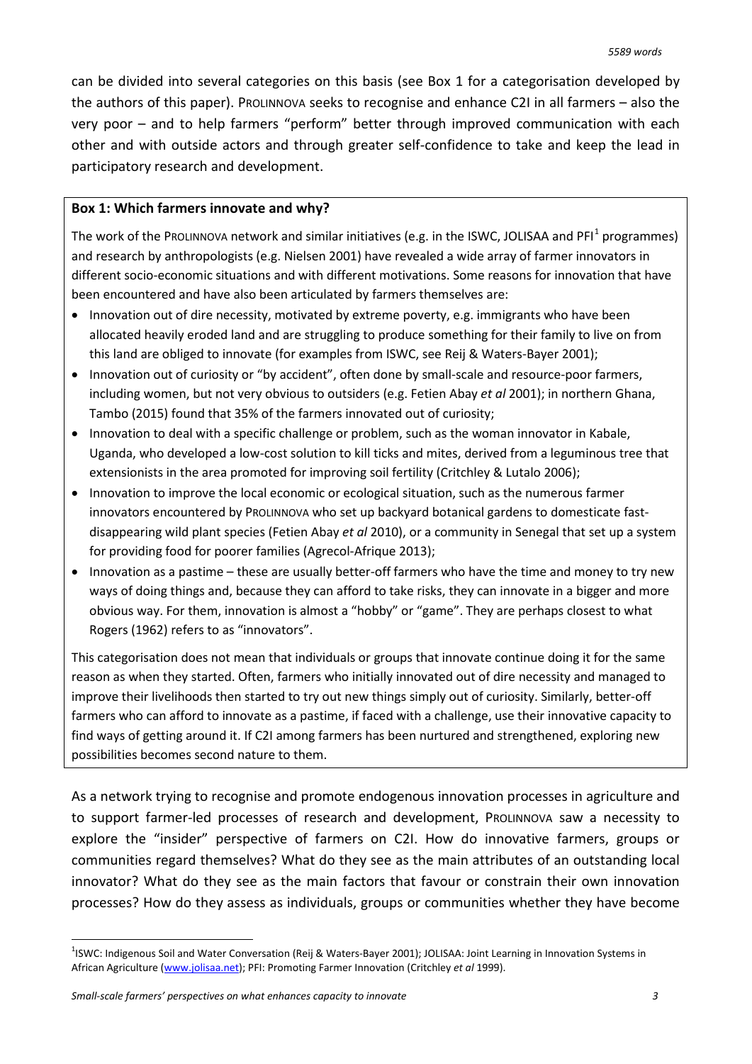can be divided into several categories on this basis (see Box 1 for a categorisation developed by the authors of this paper). PROLINNOVA seeks to recognise and enhance C2I in all farmers – also the very poor – and to help farmers "perform" better through improved communication with each other and with outside actors and through greater self-confidence to take and keep the lead in participatory research and development.

> **Box 1: Which farmers innovate and why?**
>
> The work of the PROLINNOVA network and similar initiatives (e.g. in the ISWC, JOLISAA and PFI[1] programmes) and research by anthropologists (e.g. Nielsen 2001) have revealed a wide array of farmer innovators in different socio-economic situations and with different motivations. Some reasons for innovation that have been encountered and have also been articulated by farmers themselves are:
>
> - Innovation out of dire necessity, motivated by extreme poverty, e.g. immigrants who have been allocated heavily eroded land and are struggling to produce something for their family to live on from this land are obliged to innovate (for examples from ISWC, see Reij & Waters-Bayer 2001);
> - Innovation out of curiosity or "by accident", often done by small-scale and resource-poor farmers, including women, but not very obvious to outsiders (e.g. Fetien Abay *et al* 2001); in northern Ghana, Tambo (2015) found that 35% of the farmers innovated out of curiosity;
> - Innovation to deal with a specific challenge or problem, such as the woman innovator in Kabale, Uganda, who developed a low-cost solution to kill ticks and mites, derived from a leguminous tree that extensionists in the area promoted for improving soil fertility (Critchley & Lutalo 2006);
> - Innovation to improve the local economic or ecological situation, such as the numerous farmer innovators encountered by PROLINNOVA who set up backyard botanical gardens to domesticate fast-disappearing wild plant species (Fetien Abay *et al* 2010), or a community in Senegal that set up a system for providing food for poorer families (Agrecol-Afrique 2013);
> - Innovation as a pastime – these are usually better-off farmers who have the time and money to try new ways of doing things and, because they can afford to take risks, they can innovate in a bigger and more obvious way. For them, innovation is almost a "hobby" or "game". They are perhaps closest to what Rogers (1962) refers to as "innovators".
>
> This categorisation does not mean that individuals or groups that innovate continue doing it for the same reason as when they started. Often, farmers who initially innovated out of dire necessity and managed to improve their livelihoods then started to try out new things simply out of curiosity. Similarly, better-off farmers who can afford to innovate as a pastime, if faced with a challenge, use their innovative capacity to find ways of getting around it. If C2I among farmers has been nurtured and strengthened, exploring new possibilities becomes second nature to them.

As a network trying to recognise and promote endogenous innovation processes in agriculture and to support farmer-led processes of research and development, PROLINNOVA saw a necessity to explore the "insider" perspective of farmers on C2I. How do innovative farmers, groups or communities regard themselves? What do they see as the main attributes of an outstanding local innovator? What do they see as the main factors that favour or constrain their own innovation processes? How do they assess as individuals, groups or communities whether they have become

[1] ISWC: Indigenous Soil and Water Conversation (Reij & Waters-Bayer 2001); JOLISAA: Joint Learning in Innovation Systems in African Agriculture (www.jolisaa.net); PFI: Promoting Farmer Innovation (Critchley *et al* 1999).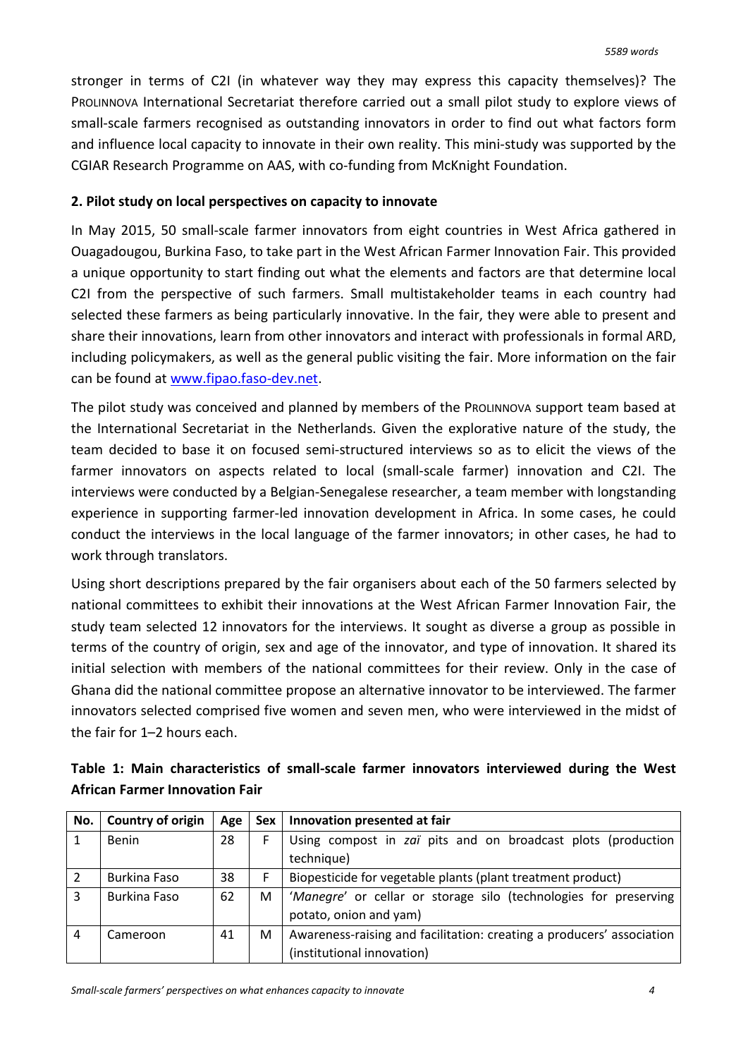stronger in terms of C2I (in whatever way they may express this capacity themselves)? The PROLINNOVA International Secretariat therefore carried out a small pilot study to explore views of small-scale farmers recognised as outstanding innovators in order to find out what factors form and influence local capacity to innovate in their own reality. This mini-study was supported by the CGIAR Research Programme on AAS, with co-funding from McKnight Foundation.

**2. Pilot study on local perspectives on capacity to innovate**

In May 2015, 50 small-scale farmer innovators from eight countries in West Africa gathered in Ouagadougou, Burkina Faso, to take part in the West African Farmer Innovation Fair. This provided a unique opportunity to start finding out what the elements and factors are that determine local C2I from the perspective of such farmers. Small multistakeholder teams in each country had selected these farmers as being particularly innovative. In the fair, they were able to present and share their innovations, learn from other innovators and interact with professionals in formal ARD, including policymakers, as well as the general public visiting the fair. More information on the fair can be found at [www.fipao.faso-dev.net](www.fipao.faso-dev.net).

The pilot study was conceived and planned by members of the PROLINNOVA support team based at the International Secretariat in the Netherlands. Given the explorative nature of the study, the team decided to base it on focused semi-structured interviews so as to elicit the views of the farmer innovators on aspects related to local (small-scale farmer) innovation and C2I. The interviews were conducted by a Belgian-Senegalese researcher, a team member with longstanding experience in supporting farmer-led innovation development in Africa. In some cases, he could conduct the interviews in the local language of the farmer innovators; in other cases, he had to work through translators.

Using short descriptions prepared by the fair organisers about each of the 50 farmers selected by national committees to exhibit their innovations at the West African Farmer Innovation Fair, the study team selected 12 innovators for the interviews. It sought as diverse a group as possible in terms of the country of origin, sex and age of the innovator, and type of innovation. It shared its initial selection with members of the national committees for their review. Only in the case of Ghana did the national committee propose an alternative innovator to be interviewed. The farmer innovators selected comprised five women and seven men, who were interviewed in the midst of the fair for 1–2 hours each.

**Table 1: Main characteristics of small-scale farmer innovators interviewed during the West African Farmer Innovation Fair**

| No. | Country of origin | Age | Sex | Innovation presented at fair |
|---|---|---|---|---|
| 1 | Benin | 28 | F | Using compost in *zaï* pits and on broadcast plots (production technique) |
| 2 | Burkina Faso | 38 | F | Biopesticide for vegetable plants (plant treatment product) |
| 3 | Burkina Faso | 62 | M | '*Manegre*' or cellar or storage silo (technologies for preserving potato, onion and yam) |
| 4 | Cameroon | 41 | M | Awareness-raising and facilitation: creating a producers' association (institutional innovation) |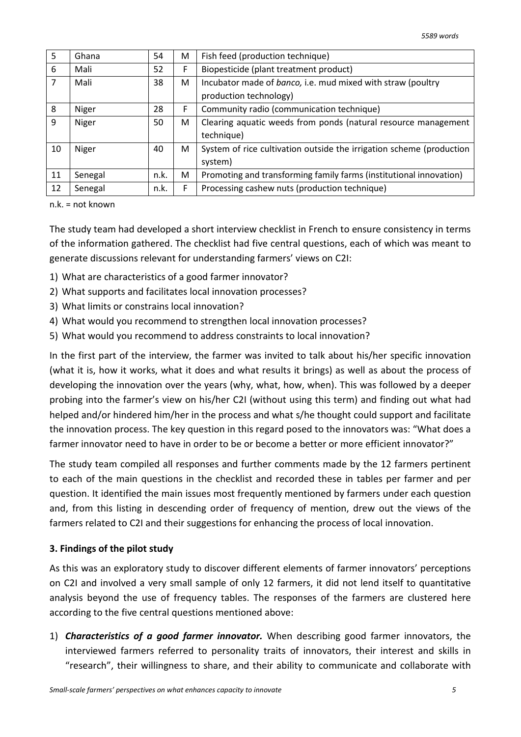| 5 | Ghana | 54 | M | Fish feed (production technique) |
|---|---|---|---|---|
| 6 | Mali | 52 | F | Biopesticide (plant treatment product) |
| 7 | Mali | 38 | M | Incubator made of *banco,* i.e. mud mixed with straw (poultry production technology) |
| 8 | Niger | 28 | F | Community radio (communication technique) |
| 9 | Niger | 50 | M | Clearing aquatic weeds from ponds (natural resource management technique) |
| 10 | Niger | 40 | M | System of rice cultivation outside the irrigation scheme (production system) |
| 11 | Senegal | n.k. | M | Promoting and transforming family farms (institutional innovation) |
| 12 | Senegal | n.k. | F | Processing cashew nuts (production technique) |

n.k. = not known

The study team had developed a short interview checklist in French to ensure consistency in terms of the information gathered. The checklist had five central questions, each of which was meant to generate discussions relevant for understanding farmers' views on C2I:

1) What are characteristics of a good farmer innovator?
2) What supports and facilitates local innovation processes?
3) What limits or constrains local innovation?
4) What would you recommend to strengthen local innovation processes?
5) What would you recommend to address constraints to local innovation?

In the first part of the interview, the farmer was invited to talk about his/her specific innovation (what it is, how it works, what it does and what results it brings) as well as about the process of developing the innovation over the years (why, what, how, when). This was followed by a deeper probing into the farmer's view on his/her C2I (without using this term) and finding out what had helped and/or hindered him/her in the process and what s/he thought could support and facilitate the innovation process. The key question in this regard posed to the innovators was: "What does a farmer innovator need to have in order to be or become a better or more efficient innovator?"

The study team compiled all responses and further comments made by the 12 farmers pertinent to each of the main questions in the checklist and recorded these in tables per farmer and per question. It identified the main issues most frequently mentioned by farmers under each question and, from this listing in descending order of frequency of mention, drew out the views of the farmers related to C2I and their suggestions for enhancing the process of local innovation.

### 3. Findings of the pilot study

As this was an exploratory study to discover different elements of farmer innovators' perceptions on C2I and involved a very small sample of only 12 farmers, it did not lend itself to quantitative analysis beyond the use of frequency tables. The responses of the farmers are clustered here according to the five central questions mentioned above:

1) ***Characteristics of a good farmer innovator.*** When describing good farmer innovators, the interviewed farmers referred to personality traits of innovators, their interest and skills in "research", their willingness to share, and their ability to communicate and collaborate with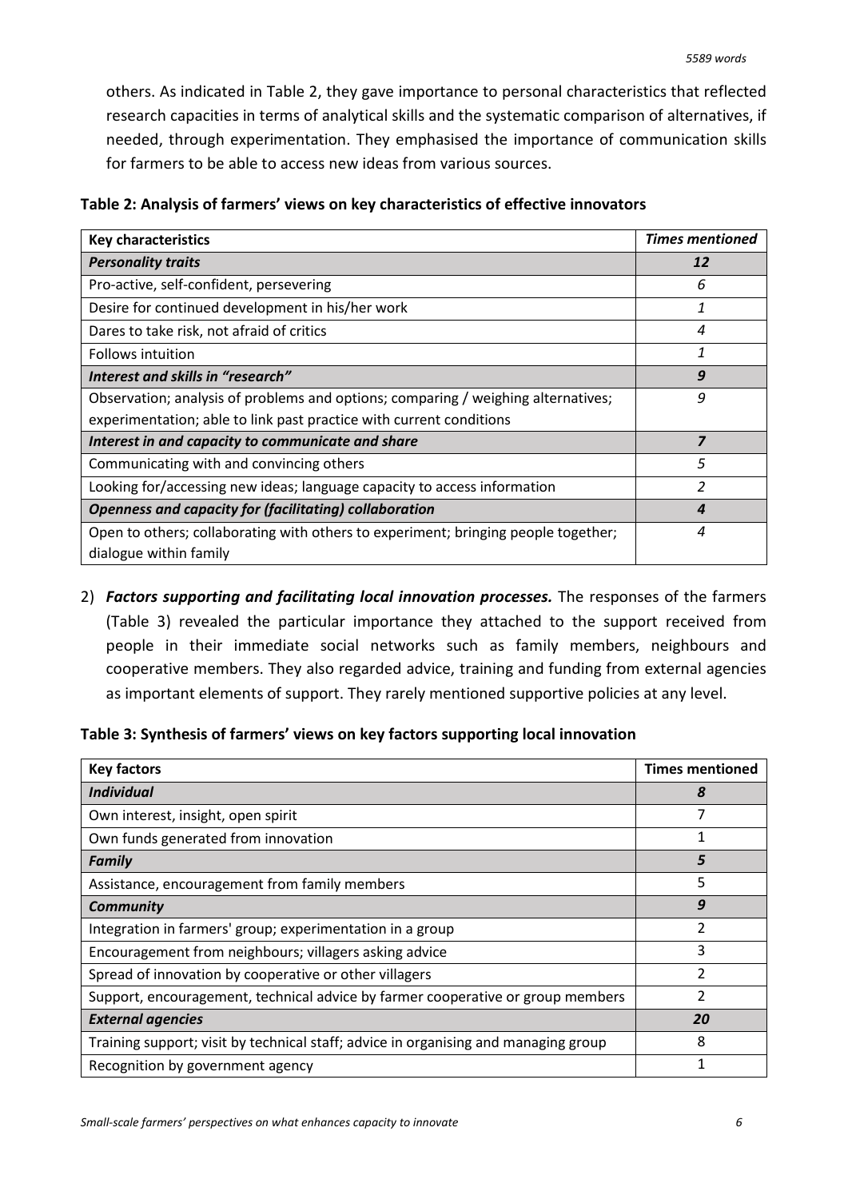others. As indicated in Table 2, they gave importance to personal characteristics that reflected research capacities in terms of analytical skills and the systematic comparison of alternatives, if needed, through experimentation. They emphasised the importance of communication skills for farmers to be able to access new ideas from various sources.

**Table 2: Analysis of farmers' views on key characteristics of effective innovators**

| Key characteristics | *Times mentioned* |
|---|---|
| ***Personality traits*** | ***12*** |
| Pro-active, self-confident, persevering | *6* |
| Desire for continued development in his/her work | *1* |
| Dares to take risk, not afraid of critics | *4* |
| Follows intuition | *1* |
| ***Interest and skills in "research"*** | ***9*** |
| Observation; analysis of problems and options; comparing / weighing alternatives; experimentation; able to link past practice with current conditions | *9* |
| ***Interest in and capacity to communicate and share*** | ***7*** |
| Communicating with and convincing others | *5* |
| Looking for/accessing new ideas; language capacity to access information | *2* |
| ***Openness and capacity for (facilitating) collaboration*** | ***4*** |
| Open to others; collaborating with others to experiment; bringing people together; dialogue within family | *4* |

2) ***Factors supporting and facilitating local innovation processes.*** The responses of the farmers (Table 3) revealed the particular importance they attached to the support received from people in their immediate social networks such as family members, neighbours and cooperative members. They also regarded advice, training and funding from external agencies as important elements of support. They rarely mentioned supportive policies at any level.

**Table 3: Synthesis of farmers' views on key factors supporting local innovation**

| Key factors | Times mentioned |
|---|---|
| ***Individual*** | ***8*** |
| Own interest, insight, open spirit | 7 |
| Own funds generated from innovation | 1 |
| ***Family*** | ***5*** |
| Assistance, encouragement from family members | 5 |
| ***Community*** | ***9*** |
| Integration in farmers' group; experimentation in a group | 2 |
| Encouragement from neighbours; villagers asking advice | 3 |
| Spread of innovation by cooperative or other villagers | 2 |
| Support, encouragement, technical advice by farmer cooperative or group members | 2 |
| ***External agencies*** | ***20*** |
| Training support; visit by technical staff; advice in organising and managing group | 8 |
| Recognition by government agency | 1 |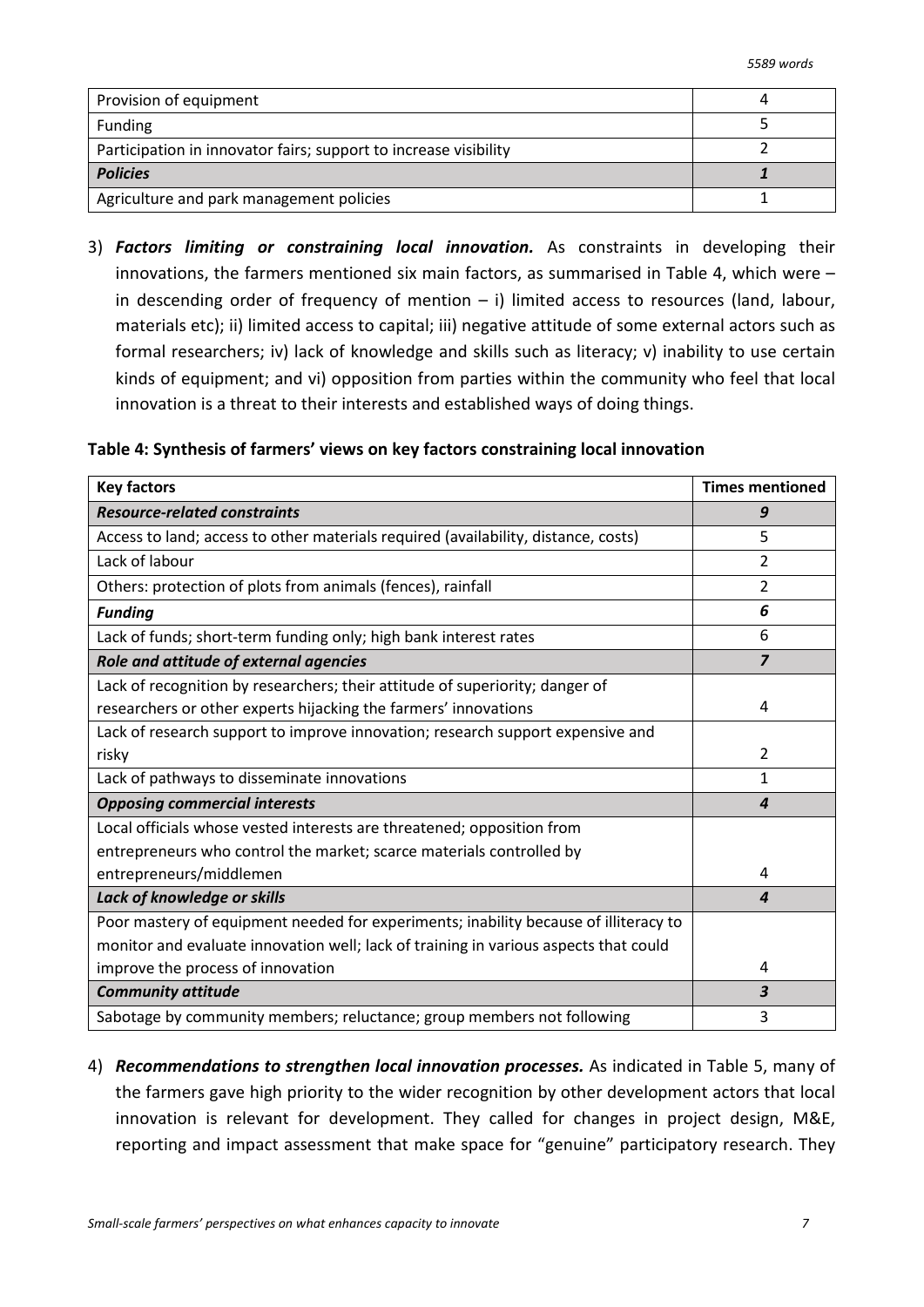| Provision of equipment | 4 |
|---|---|
| Funding | 5 |
| Participation in innovator fairs; support to increase visibility | 2 |
| ***Policies*** | ***1*** |
| Agriculture and park management policies | 1 |

3) ***Factors limiting or constraining local innovation.*** As constraints in developing their innovations, the farmers mentioned six main factors, as summarised in Table 4, which were – in descending order of frequency of mention – i) limited access to resources (land, labour, materials etc); ii) limited access to capital; iii) negative attitude of some external actors such as formal researchers; iv) lack of knowledge and skills such as literacy; v) inability to use certain kinds of equipment; and vi) opposition from parties within the community who feel that local innovation is a threat to their interests and established ways of doing things.

**Table 4: Synthesis of farmers' views on key factors constraining local innovation**

| **Key factors** | **Times mentioned** |
|---|---|
| ***Resource-related constraints*** | ***9*** |
| Access to land; access to other materials required (availability, distance, costs) | 5 |
| Lack of labour | 2 |
| Others: protection of plots from animals (fences), rainfall | 2 |
| ***Funding*** | ***6*** |
| Lack of funds; short-term funding only; high bank interest rates | 6 |
| ***Role and attitude of external agencies*** | ***7*** |
| Lack of recognition by researchers; their attitude of superiority; danger of researchers or other experts hijacking the farmers' innovations | 4 |
| Lack of research support to improve innovation; research support expensive and risky | 2 |
| Lack of pathways to disseminate innovations | 1 |
| ***Opposing commercial interests*** | ***4*** |
| Local officials whose vested interests are threatened; opposition from entrepreneurs who control the market; scarce materials controlled by entrepreneurs/middlemen | 4 |
| ***Lack of knowledge or skills*** | ***4*** |
| Poor mastery of equipment needed for experiments; inability because of illiteracy to monitor and evaluate innovation well; lack of training in various aspects that could improve the process of innovation | 4 |
| ***Community attitude*** | ***3*** |
| Sabotage by community members; reluctance; group members not following | 3 |

4) ***Recommendations to strengthen local innovation processes.*** As indicated in Table 5, many of the farmers gave high priority to the wider recognition by other development actors that local innovation is relevant for development. They called for changes in project design, M&E, reporting and impact assessment that make space for "genuine" participatory research. They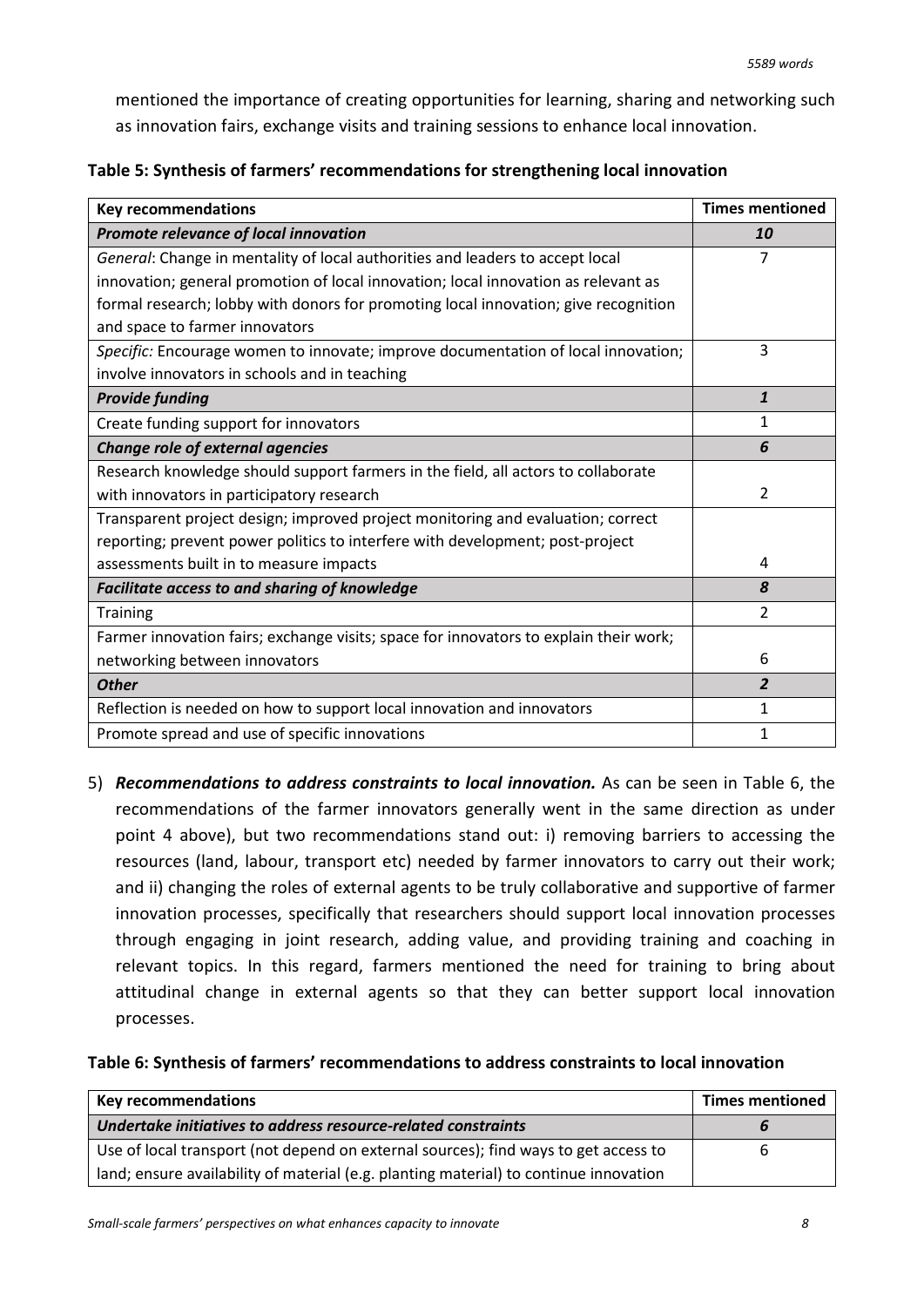mentioned the importance of creating opportunities for learning, sharing and networking such as innovation fairs, exchange visits and training sessions to enhance local innovation.

**Table 5: Synthesis of farmers' recommendations for strengthening local innovation**

| Key recommendations | Times mentioned |
|---|---|
| ***Promote relevance of local innovation*** | ***10*** |
| *General*: Change in mentality of local authorities and leaders to accept local innovation; general promotion of local innovation; local innovation as relevant as formal research; lobby with donors for promoting local innovation; give recognition and space to farmer innovators | 7 |
| *Specific:* Encourage women to innovate; improve documentation of local innovation; involve innovators in schools and in teaching | 3 |
| ***Provide funding*** | ***1*** |
| Create funding support for innovators | 1 |
| ***Change role of external agencies*** | ***6*** |
| Research knowledge should support farmers in the field, all actors to collaborate with innovators in participatory research | 2 |
| Transparent project design; improved project monitoring and evaluation; correct reporting; prevent power politics to interfere with development; post-project assessments built in to measure impacts | 4 |
| ***Facilitate access to and sharing of knowledge*** | ***8*** |
| Training | 2 |
| Farmer innovation fairs; exchange visits; space for innovators to explain their work; networking between innovators | 6 |
| ***Other*** | ***2*** |
| Reflection is needed on how to support local innovation and innovators | 1 |
| Promote spread and use of specific innovations | 1 |

5) ***Recommendations to address constraints to local innovation.*** As can be seen in Table 6, the recommendations of the farmer innovators generally went in the same direction as under point 4 above), but two recommendations stand out: i) removing barriers to accessing the resources (land, labour, transport etc) needed by farmer innovators to carry out their work; and ii) changing the roles of external agents to be truly collaborative and supportive of farmer innovation processes, specifically that researchers should support local innovation processes through engaging in joint research, adding value, and providing training and coaching in relevant topics. In this regard, farmers mentioned the need for training to bring about attitudinal change in external agents so that they can better support local innovation processes.

**Table 6: Synthesis of farmers' recommendations to address constraints to local innovation**

| Key recommendations | Times mentioned |
|---|---|
| ***Undertake initiatives to address resource-related constraints*** | ***6*** |
| Use of local transport (not depend on external sources); find ways to get access to land; ensure availability of material (e.g. planting material) to continue innovation | 6 |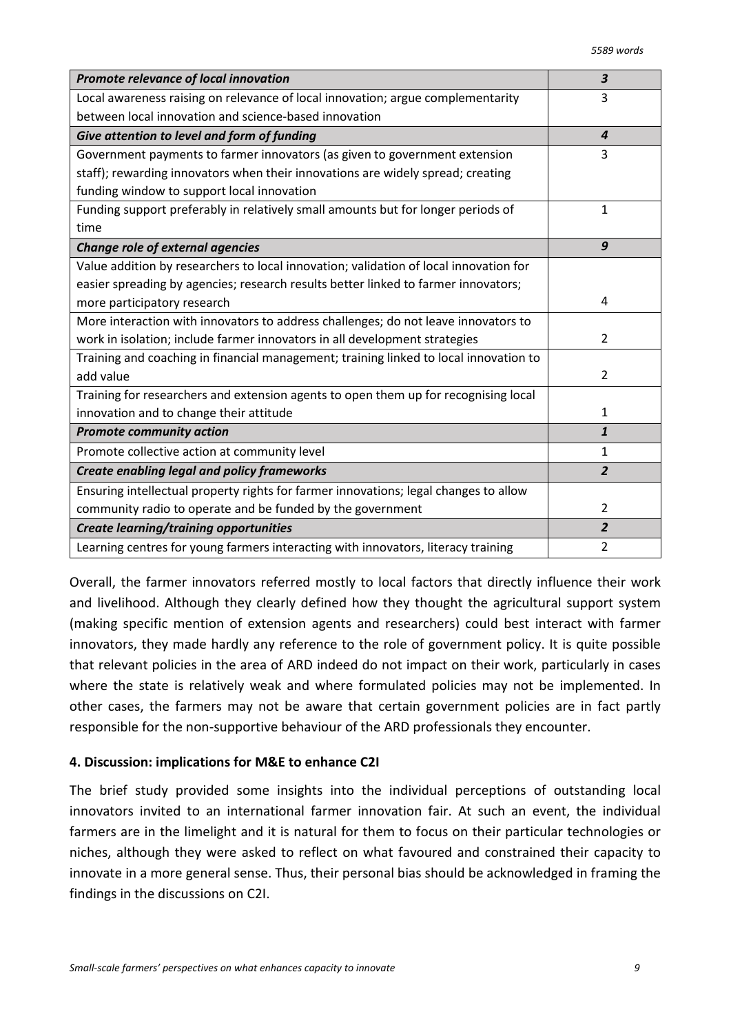| *Promote relevance of local innovation* | *3* |
|---|---|
| Local awareness raising on relevance of local innovation; argue complementarity between local innovation and science-based innovation | 3 |
| ***Give attention to level and form of funding*** | ***4*** |
| Government payments to farmer innovators (as given to government extension staff); rewarding innovators when their innovations are widely spread; creating funding window to support local innovation | 3 |
| Funding support preferably in relatively small amounts but for longer periods of time | 1 |
| ***Change role of external agencies*** | ***9*** |
| Value addition by researchers to local innovation; validation of local innovation for easier spreading by agencies; research results better linked to farmer innovators; more participatory research | 4 |
| More interaction with innovators to address challenges; do not leave innovators to work in isolation; include farmer innovators in all development strategies | 2 |
| Training and coaching in financial management; training linked to local innovation to add value | 2 |
| Training for researchers and extension agents to open them up for recognising local innovation and to change their attitude | 1 |
| ***Promote community action*** | ***1*** |
| Promote collective action at community level | 1 |
| ***Create enabling legal and policy frameworks*** | ***2*** |
| Ensuring intellectual property rights for farmer innovations; legal changes to allow community radio to operate and be funded by the government | 2 |
| ***Create learning/training opportunities*** | ***2*** |
| Learning centres for young farmers interacting with innovators, literacy training | 2 |

Overall, the farmer innovators referred mostly to local factors that directly influence their work and livelihood. Although they clearly defined how they thought the agricultural support system (making specific mention of extension agents and researchers) could best interact with farmer innovators, they made hardly any reference to the role of government policy. It is quite possible that relevant policies in the area of ARD indeed do not impact on their work, particularly in cases where the state is relatively weak and where formulated policies may not be implemented. In other cases, the farmers may not be aware that certain government policies are in fact partly responsible for the non-supportive behaviour of the ARD professionals they encounter.

## 4. Discussion: implications for M&E to enhance C2I

The brief study provided some insights into the individual perceptions of outstanding local innovators invited to an international farmer innovation fair. At such an event, the individual farmers are in the limelight and it is natural for them to focus on their particular technologies or niches, although they were asked to reflect on what favoured and constrained their capacity to innovate in a more general sense. Thus, their personal bias should be acknowledged in framing the findings in the discussions on C2I.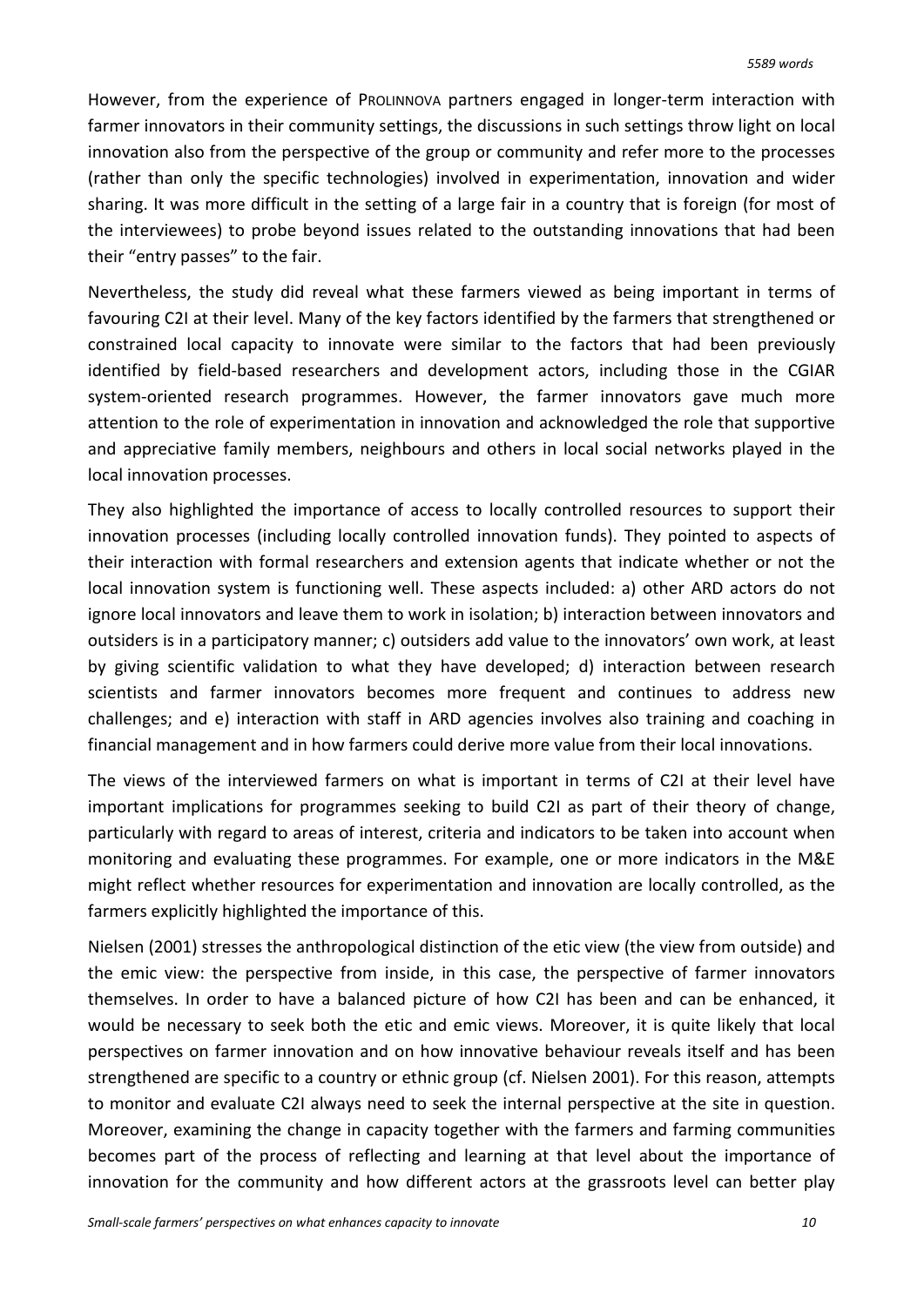However, from the experience of PROLINNOVA partners engaged in longer-term interaction with farmer innovators in their community settings, the discussions in such settings throw light on local innovation also from the perspective of the group or community and refer more to the processes (rather than only the specific technologies) involved in experimentation, innovation and wider sharing. It was more difficult in the setting of a large fair in a country that is foreign (for most of the interviewees) to probe beyond issues related to the outstanding innovations that had been their "entry passes" to the fair.

Nevertheless, the study did reveal what these farmers viewed as being important in terms of favouring C2I at their level. Many of the key factors identified by the farmers that strengthened or constrained local capacity to innovate were similar to the factors that had been previously identified by field-based researchers and development actors, including those in the CGIAR system-oriented research programmes. However, the farmer innovators gave much more attention to the role of experimentation in innovation and acknowledged the role that supportive and appreciative family members, neighbours and others in local social networks played in the local innovation processes.

They also highlighted the importance of access to locally controlled resources to support their innovation processes (including locally controlled innovation funds). They pointed to aspects of their interaction with formal researchers and extension agents that indicate whether or not the local innovation system is functioning well. These aspects included: a) other ARD actors do not ignore local innovators and leave them to work in isolation; b) interaction between innovators and outsiders is in a participatory manner; c) outsiders add value to the innovators' own work, at least by giving scientific validation to what they have developed; d) interaction between research scientists and farmer innovators becomes more frequent and continues to address new challenges; and e) interaction with staff in ARD agencies involves also training and coaching in financial management and in how farmers could derive more value from their local innovations.

The views of the interviewed farmers on what is important in terms of C2I at their level have important implications for programmes seeking to build C2I as part of their theory of change, particularly with regard to areas of interest, criteria and indicators to be taken into account when monitoring and evaluating these programmes. For example, one or more indicators in the M&E might reflect whether resources for experimentation and innovation are locally controlled, as the farmers explicitly highlighted the importance of this.

Nielsen (2001) stresses the anthropological distinction of the etic view (the view from outside) and the emic view: the perspective from inside, in this case, the perspective of farmer innovators themselves. In order to have a balanced picture of how C2I has been and can be enhanced, it would be necessary to seek both the etic and emic views. Moreover, it is quite likely that local perspectives on farmer innovation and on how innovative behaviour reveals itself and has been strengthened are specific to a country or ethnic group (cf. Nielsen 2001). For this reason, attempts to monitor and evaluate C2I always need to seek the internal perspective at the site in question. Moreover, examining the change in capacity together with the farmers and farming communities becomes part of the process of reflecting and learning at that level about the importance of innovation for the community and how different actors at the grassroots level can better play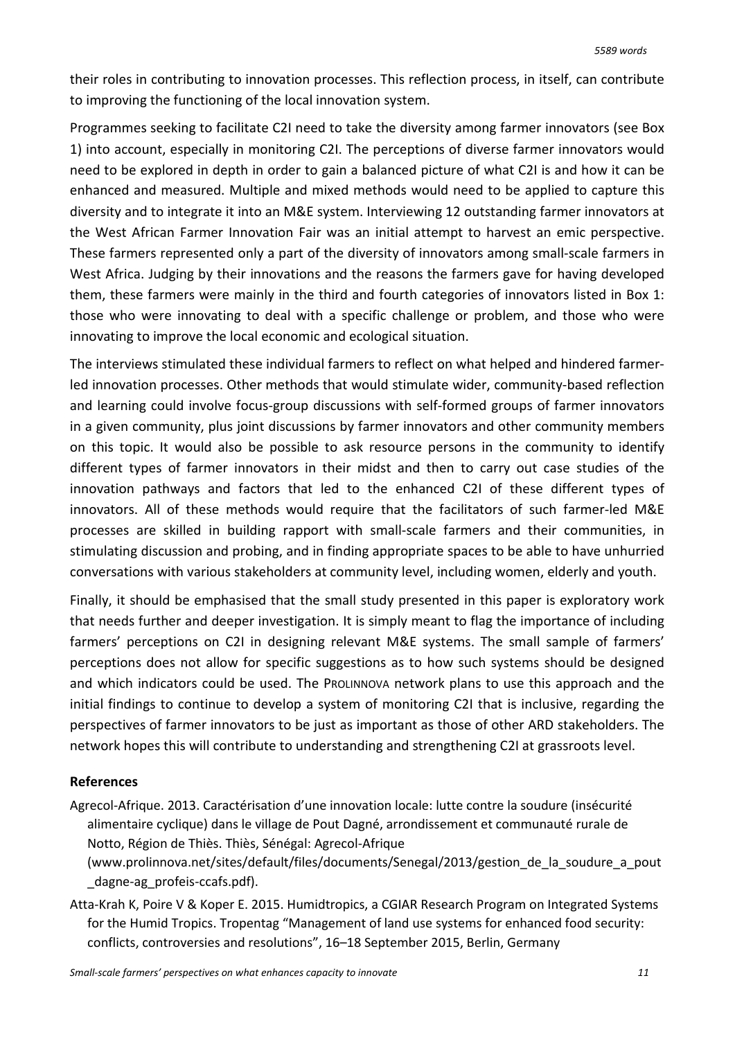their roles in contributing to innovation processes. This reflection process, in itself, can contribute to improving the functioning of the local innovation system.

Programmes seeking to facilitate C2I need to take the diversity among farmer innovators (see Box 1) into account, especially in monitoring C2I. The perceptions of diverse farmer innovators would need to be explored in depth in order to gain a balanced picture of what C2I is and how it can be enhanced and measured. Multiple and mixed methods would need to be applied to capture this diversity and to integrate it into an M&E system. Interviewing 12 outstanding farmer innovators at the West African Farmer Innovation Fair was an initial attempt to harvest an emic perspective. These farmers represented only a part of the diversity of innovators among small-scale farmers in West Africa. Judging by their innovations and the reasons the farmers gave for having developed them, these farmers were mainly in the third and fourth categories of innovators listed in Box 1: those who were innovating to deal with a specific challenge or problem, and those who were innovating to improve the local economic and ecological situation.

The interviews stimulated these individual farmers to reflect on what helped and hindered farmer-led innovation processes. Other methods that would stimulate wider, community-based reflection and learning could involve focus-group discussions with self-formed groups of farmer innovators in a given community, plus joint discussions by farmer innovators and other community members on this topic. It would also be possible to ask resource persons in the community to identify different types of farmer innovators in their midst and then to carry out case studies of the innovation pathways and factors that led to the enhanced C2I of these different types of innovators. All of these methods would require that the facilitators of such farmer-led M&E processes are skilled in building rapport with small-scale farmers and their communities, in stimulating discussion and probing, and in finding appropriate spaces to be able to have unhurried conversations with various stakeholders at community level, including women, elderly and youth.

Finally, it should be emphasised that the small study presented in this paper is exploratory work that needs further and deeper investigation. It is simply meant to flag the importance of including farmers' perceptions on C2I in designing relevant M&E systems. The small sample of farmers' perceptions does not allow for specific suggestions as to how such systems should be designed and which indicators could be used. The PROLINNOVA network plans to use this approach and the initial findings to continue to develop a system of monitoring C2I that is inclusive, regarding the perspectives of farmer innovators to be just as important as those of other ARD stakeholders. The network hopes this will contribute to understanding and strengthening C2I at grassroots level.

## References

Agrecol-Afrique. 2013. Caractérisation d'une innovation locale: lutte contre la soudure (insécurité alimentaire cyclique) dans le village de Pout Dagné, arrondissement et communauté rurale de Notto, Région de Thiès. Thiès, Sénégal: Agrecol-Afrique (www.prolinnova.net/sites/default/files/documents/Senegal/2013/gestion_de_la_soudure_a_pout_dagne-ag_profeis-ccafs.pdf).

Atta-Krah K, Poire V & Koper E. 2015. Humidtropics, a CGIAR Research Program on Integrated Systems for the Humid Tropics. Tropentag "Management of land use systems for enhanced food security: conflicts, controversies and resolutions", 16–18 September 2015, Berlin, Germany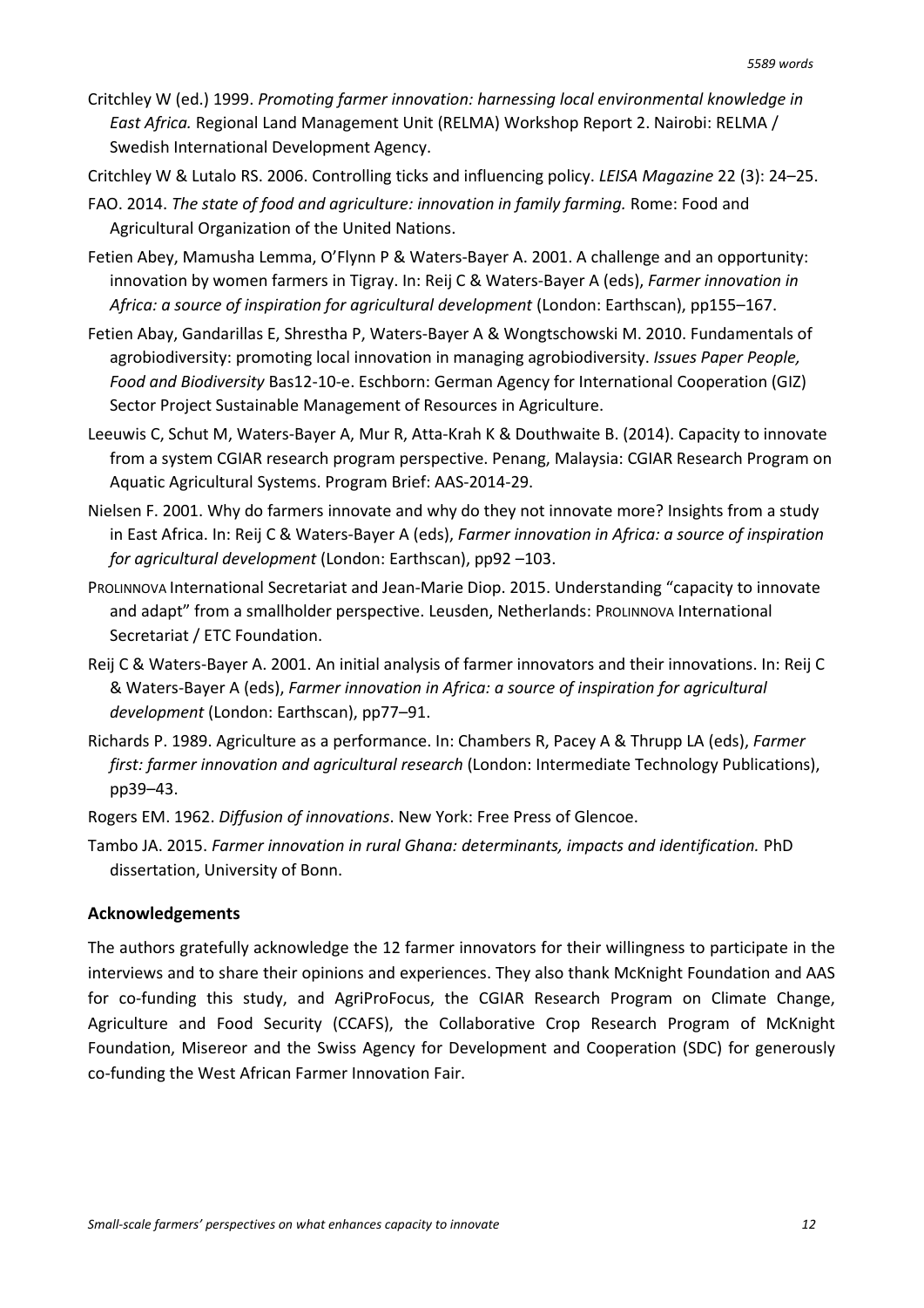Critchley W (ed.) 1999. *Promoting farmer innovation: harnessing local environmental knowledge in East Africa.* Regional Land Management Unit (RELMA) Workshop Report 2. Nairobi: RELMA / Swedish International Development Agency.

Critchley W & Lutalo RS. 2006. Controlling ticks and influencing policy. *LEISA Magazine* 22 (3): 24–25.

FAO. 2014. *The state of food and agriculture: innovation in family farming.* Rome: Food and Agricultural Organization of the United Nations.

Fetien Abey, Mamusha Lemma, O'Flynn P & Waters-Bayer A. 2001. A challenge and an opportunity: innovation by women farmers in Tigray. In: Reij C & Waters-Bayer A (eds), *Farmer innovation in Africa: a source of inspiration for agricultural development* (London: Earthscan), pp155–167.

Fetien Abay, Gandarillas E, Shrestha P, Waters-Bayer A & Wongtschowski M. 2010. Fundamentals of agrobiodiversity: promoting local innovation in managing agrobiodiversity. *Issues Paper People, Food and Biodiversity* Bas12-10-e. Eschborn: German Agency for International Cooperation (GIZ) Sector Project Sustainable Management of Resources in Agriculture.

Leeuwis C, Schut M, Waters-Bayer A, Mur R, Atta-Krah K & Douthwaite B. (2014). Capacity to innovate from a system CGIAR research program perspective. Penang, Malaysia: CGIAR Research Program on Aquatic Agricultural Systems. Program Brief: AAS-2014-29.

Nielsen F. 2001. Why do farmers innovate and why do they not innovate more? Insights from a study in East Africa. In: Reij C & Waters-Bayer A (eds), *Farmer innovation in Africa: a source of inspiration for agricultural development* (London: Earthscan), pp92 –103.

PROLINNOVA International Secretariat and Jean-Marie Diop. 2015. Understanding "capacity to innovate and adapt" from a smallholder perspective. Leusden, Netherlands: PROLINNOVA International Secretariat / ETC Foundation.

Reij C & Waters-Bayer A. 2001. An initial analysis of farmer innovators and their innovations. In: Reij C & Waters-Bayer A (eds), *Farmer innovation in Africa: a source of inspiration for agricultural development* (London: Earthscan), pp77–91.

Richards P. 1989. Agriculture as a performance. In: Chambers R, Pacey A & Thrupp LA (eds), *Farmer first: farmer innovation and agricultural research* (London: Intermediate Technology Publications), pp39–43.

Rogers EM. 1962. *Diffusion of innovations*. New York: Free Press of Glencoe.

Tambo JA. 2015. *Farmer innovation in rural Ghana: determinants, impacts and identification.* PhD dissertation, University of Bonn.

## Acknowledgements

The authors gratefully acknowledge the 12 farmer innovators for their willingness to participate in the interviews and to share their opinions and experiences. They also thank McKnight Foundation and AAS for co-funding this study, and AgriProFocus, the CGIAR Research Program on Climate Change, Agriculture and Food Security (CCAFS), the Collaborative Crop Research Program of McKnight Foundation, Misereor and the Swiss Agency for Development and Cooperation (SDC) for generously co-funding the West African Farmer Innovation Fair.